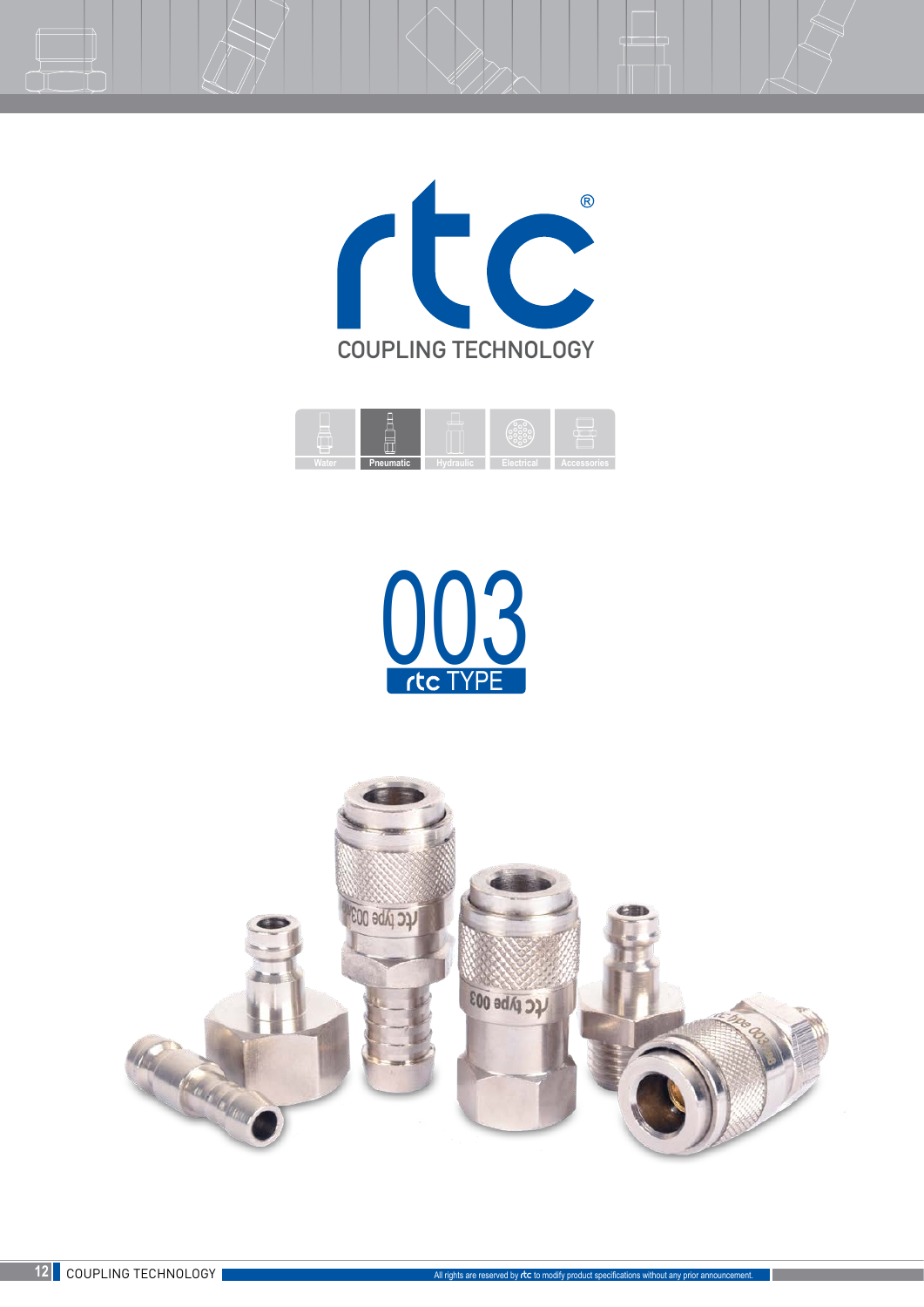# rtc®

## COUPLING TECHNOLOGY

Water | **Pneumatic** | Hydraulic | Electrical | Accessories

# 003

## rtc TYPE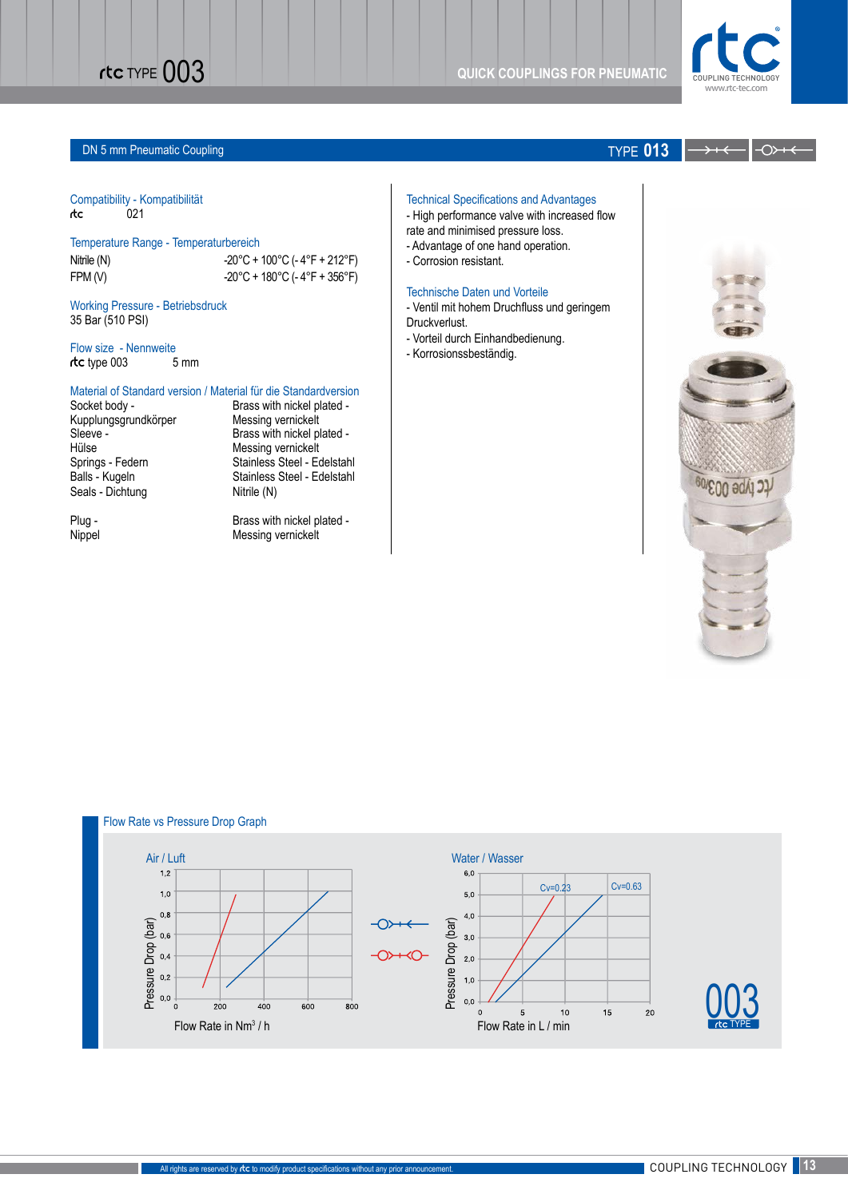## DN 5 mm Pneumatic Coupling

TYPE **013**

### Compatibility - Kompatibilität

rtc 021

### Temperature Range - Temperaturbereich

| | |
|---|---|
| Nitrile (N) | -20°C + 100°C (- 4°F + 212°F) |
| FPM (V) | -20°C + 180°C (- 4°F + 356°F) |

### Working Pressure - Betriebsdruck

35 Bar (510 PSI)

### Flow size - Nennweite

rtc type 003 5 mm

### Material of Standard version / Material für die Standardversion

| | |
|---|---|
| Socket body - Kupplungsgrundkörper | Brass with nickel plated - Messing vernickelt |
| Sleeve - Hülse | Brass with nickel plated - Messing vernickelt |
| Springs - Federn | Stainless Steel - Edelstahl |
| Balls - Kugeln | Stainless Steel - Edelstahl |
| Seals - Dichtung | Nitrile (N) |
| Plug - Nippel | Brass with nickel plated - Messing vernickelt |

### Technical Specifications and Advantages

- High performance valve with increased flow rate and minimised pressure loss.
- Advantage of one hand operation.
- Corrosion resistant.

### Technische Daten und Vorteile

- Ventil mit hohem Druchfluss und geringem Druckverlust.
- Vorteil durch Einhandbedienung.
- Korrosionssbeständig.

### Flow Rate vs Pressure Drop Graph

Air / Luft — Pressure Drop (bar) vs Flow Rate in $Nm^3$ / h

Water / Wasser — Pressure Drop (bar) vs Flow Rate in L / min (Cv=0.23, Cv=0.63)

003 rtc TYPE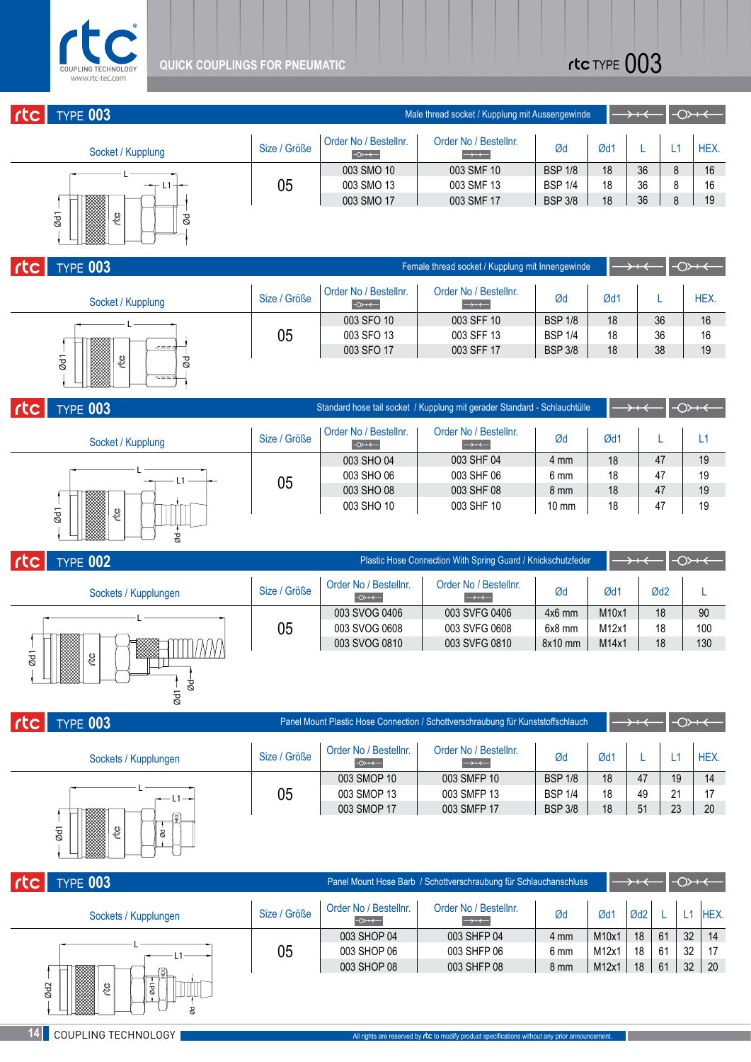# QUICK COUPLINGS FOR PNEUMATIC

## TYPE 003 — Male thread socket / Kupplung mit Aussengewinde

| Socket / Kupplung | Size / Größe | Order No / Bestellnr. | Order No / Bestellnr. | Ød | Ød1 | L | L1 | HEX. |
|---|---|---|---|---|---|---|---|---|
| | 05 | 003 SMO 10 | 003 SMF 10 | BSP 1/8 | 18 | 36 | 8 | 16 |
| | | 003 SMO 13 | 003 SMF 13 | BSP 1/4 | 18 | 36 | 8 | 16 |
| | | 003 SMO 17 | 003 SMF 17 | BSP 3/8 | 18 | 36 | 8 | 19 |

## TYPE 003 — Female thread socket / Kupplung mit Innengewinde

| Socket / Kupplung | Size / Größe | Order No / Bestellnr. | Order No / Bestellnr. | Ød | Ød1 | L | HEX. |
|---|---|---|---|---|---|---|---|
| | 05 | 003 SFO 10 | 003 SFF 10 | BSP 1/8 | 18 | 36 | 16 |
| | | 003 SFO 13 | 003 SFF 13 | BSP 1/4 | 18 | 36 | 16 |
| | | 003 SFO 17 | 003 SFF 17 | BSP 3/8 | 18 | 38 | 19 |

## TYPE 003 — Standard hose tail socket / Kupplung mit gerader Standard - Schlauchtülle

| Socket / Kupplung | Size / Größe | Order No / Bestellnr. | Order No / Bestellnr. | Ød | Ød1 | L | L1 |
|---|---|---|---|---|---|---|---|
| | 05 | 003 SHO 04 | 003 SHF 04 | 4 mm | 18 | 47 | 19 |
| | | 003 SHO 06 | 003 SHF 06 | 6 mm | 18 | 47 | 19 |
| | | 003 SHO 08 | 003 SHF 08 | 8 mm | 18 | 47 | 19 |
| | | 003 SHO 10 | 003 SHF 10 | 10 mm | 18 | 47 | 19 |

## TYPE 002 — Plastic Hose Connection With Spring Guard / Knickschutzfeder

| Sockets / Kupplungen | Size / Größe | Order No / Bestellnr. | Order No / Bestellnr. | Ød | Ød1 | Ød2 | L |
|---|---|---|---|---|---|---|---|
| | 05 | 003 SVOG 0406 | 003 SVFG 0406 | 4x6 mm | M10x1 | 18 | 90 |
| | | 003 SVOG 0608 | 003 SVFG 0608 | 6x8 mm | M12x1 | 18 | 100 |
| | | 003 SVOG 0810 | 003 SVFG 0810 | 8x10 mm | M14x1 | 18 | 130 |

## TYPE 003 — Panel Mount Plastic Hose Connection / Schottverschraubung für Kunststoffschlauch

| Sockets / Kupplungen | Size / Größe | Order No / Bestellnr. | Order No / Bestellnr. | Ød | Ød1 | L | L1 | HEX. |
|---|---|---|---|---|---|---|---|---|
| | 05 | 003 SMOP 10 | 003 SMFP 10 | BSP 1/8 | 18 | 47 | 19 | 14 |
| | | 003 SMOP 13 | 003 SMFP 13 | BSP 1/4 | 18 | 49 | 21 | 17 |
| | | 003 SMOP 17 | 003 SMFP 17 | BSP 3/8 | 18 | 51 | 23 | 20 |

## TYPE 003 — Panel Mount Hose Barb / Schottverschraubung für Schlauchanschluss

| Sockets / Kupplungen | Size / Größe | Order No / Bestellnr. | Order No / Bestellnr. | Ød | Ød1 | Ød2 | L | L1 | HEX. |
|---|---|---|---|---|---|---|---|---|---|
| | 05 | 003 SHOP 04 | 003 SHFP 04 | 4 mm | M10x1 | 18 | 61 | 32 | 14 |
| | | 003 SHOP 06 | 003 SHFP 06 | 6 mm | M12x1 | 18 | 61 | 32 | 17 |
| | | 003 SHOP 08 | 003 SHFP 08 | 8 mm | M12x1 | 18 | 61 | 32 | 20 |

All rights are reserved by rtc to modify product specifications without any prior announcement.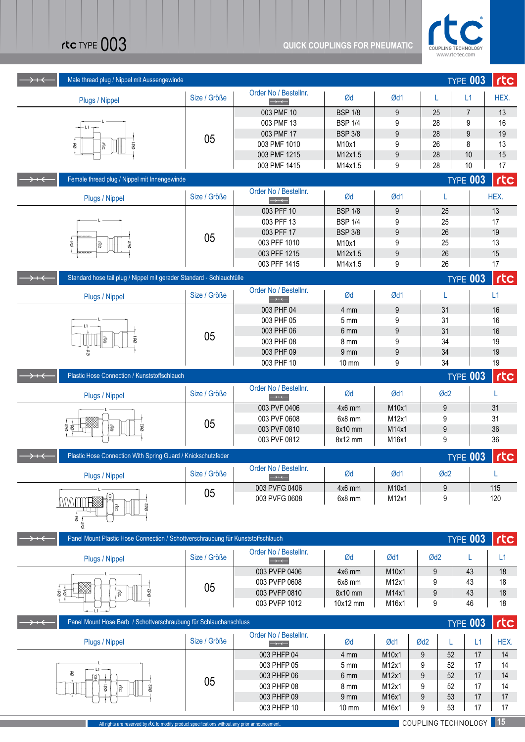# rtc TYPE 003

QUICK COUPLINGS FOR PNEUMATIC

## Male thread plug / Nippel mit Aussengewinde

TYPE 003

| Plugs / Nippel | Size / Größe | Order No / Bestellnr. | Ød | Ød1 | L | L1 | HEX. |
|---|---|---|---|---|---|---|---|
| | 05 | 003 PMF 10 | BSP 1/8 | 9 | 25 | 7 | 13 |
| | | 003 PMF 13 | BSP 1/4 | 9 | 28 | 9 | 16 |
| | | 003 PMF 17 | BSP 3/8 | 9 | 28 | 9 | 19 |
| | | 003 PMF 1010 | M10x1 | 9 | 26 | 8 | 13 |
| | | 003 PMF 1215 | M12x1.5 | 9 | 28 | 10 | 15 |
| | | 003 PMF 1415 | M14x1.5 | 9 | 28 | 10 | 17 |

## Female thread plug / Nippel mit Innengewinde

TYPE 003

| Plugs / Nippel | Size / Größe | Order No / Bestellnr. | Ød | Ød1 | L | HEX. |
|---|---|---|---|---|---|---|
| | 05 | 003 PFF 10 | BSP 1/8 | 9 | 25 | 13 |
| | | 003 PFF 13 | BSP 1/4 | 9 | 25 | 17 |
| | | 003 PFF 17 | BSP 3/8 | 9 | 26 | 19 |
| | | 003 PFF 1010 | M10x1 | 9 | 25 | 13 |
| | | 003 PFF 1215 | M12x1.5 | 9 | 26 | 15 |
| | | 003 PFF 1415 | M14x1.5 | 9 | 26 | 17 |

## Standard hose tail plug / Nippel mit gerader Standard - Schlauchtülle

TYPE 003

| Plugs / Nippel | Size / Größe | Order No / Bestellnr. | Ød | Ød1 | L | L1 |
|---|---|---|---|---|---|---|
| | 05 | 003 PHF 04 | 4 mm | 9 | 31 | 16 |
| | | 003 PHF 05 | 5 mm | 9 | 31 | 16 |
| | | 003 PHF 06 | 6 mm | 9 | 31 | 16 |
| | | 003 PHF 08 | 8 mm | 9 | 34 | 19 |
| | | 003 PHF 09 | 9 mm | 9 | 34 | 19 |
| | | 003 PHF 10 | 10 mm | 9 | 34 | 19 |

## Plastic Hose Connection / Kunststoffschlauch

TYPE 003

| Plugs / Nippel | Size / Größe | Order No / Bestellnr. | Ød | Ød1 | Ød2 | L |
|---|---|---|---|---|---|---|
| | 05 | 003 PVF 0406 | 4x6 mm | M10x1 | 9 | 31 |
| | | 003 PVF 0608 | 6x8 mm | M12x1 | 9 | 31 |
| | | 003 PVF 0810 | 8x10 mm | M14x1 | 9 | 36 |
| | | 003 PVF 0812 | 8x12 mm | M16x1 | 9 | 36 |

## Plastic Hose Connection With Spring Guard / Knickschutzfeder

TYPE 003

| Plugs / Nippel | Size / Größe | Order No / Bestellnr. | Ød | Ød1 | Ød2 | L |
|---|---|---|---|---|---|---|
| | 05 | 003 PVFG 0406 | 4x6 mm | M10x1 | 9 | 115 |
| | | 003 PVFG 0608 | 6x8 mm | M12x1 | 9 | 120 |

## Panel Mount Plastic Hose Connection / Schottverschraubung für Kunststoffschlauch

TYPE 003

| Plugs / Nippel | Size / Größe | Order No / Bestellnr. | Ød | Ød1 | Ød2 | L | L1 |
|---|---|---|---|---|---|---|---|
| | 05 | 003 PVFP 0406 | 4x6 mm | M10x1 | 9 | 43 | 18 |
| | | 003 PVFP 0608 | 6x8 mm | M12x1 | 9 | 43 | 18 |
| | | 003 PVFP 0810 | 8x10 mm | M14x1 | 9 | 43 | 18 |
| | | 003 PVFP 1012 | 10x12 mm | M16x1 | 9 | 46 | 18 |

## Panel Mount Hose Barb / Schottverschraubung für Schlauchanschluss

TYPE 003

| Plugs / Nippel | Size / Größe | Order No / Bestellnr. | Ød | Ød1 | Ød2 | L | L1 | HEX. |
|---|---|---|---|---|---|---|---|---|
| | 05 | 003 PHFP 04 | 4 mm | M10x1 | 9 | 52 | 17 | 14 |
| | | 003 PHFP 05 | 5 mm | M12x1 | 9 | 52 | 17 | 14 |
| | | 003 PHFP 06 | 6 mm | M12x1 | 9 | 52 | 17 | 14 |
| | | 003 PHFP 08 | 8 mm | M12x1 | 9 | 52 | 17 | 14 |
| | | 003 PHFP 09 | 9 mm | M16x1 | 9 | 53 | 17 | 17 |
| | | 003 PHFP 10 | 10 mm | M16x1 | 9 | 53 | 17 | 17 |

All rights are reserved by rtc to modify product specifications without any prior announcement.